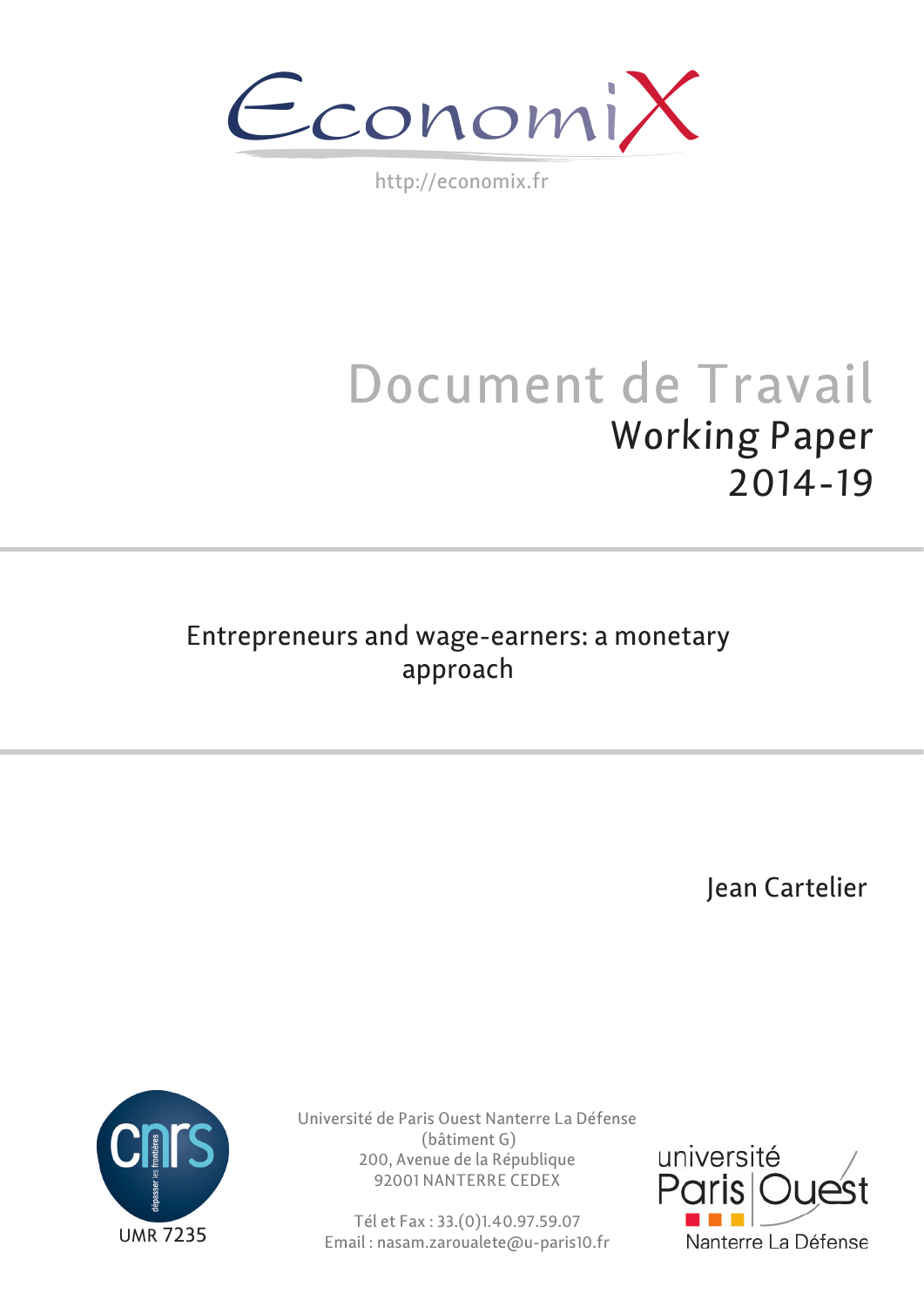EconomiX

http://economix.fr

# Document de Travail

## Working Paper

## 2014-19

# Entrepreneurs and wage-earners: a monetary approach

Jean Cartelier

UMR 7235

Université de Paris Ouest Nanterre La Défense
(bâtiment G)
200, Avenue de la République
92001 NANTERRE CEDEX

Tél et Fax : 33.(0)1.40.97.59.07
Email : nasam.zaroualete@u-paris10.fr

université Paris Ouest Nanterre La Défense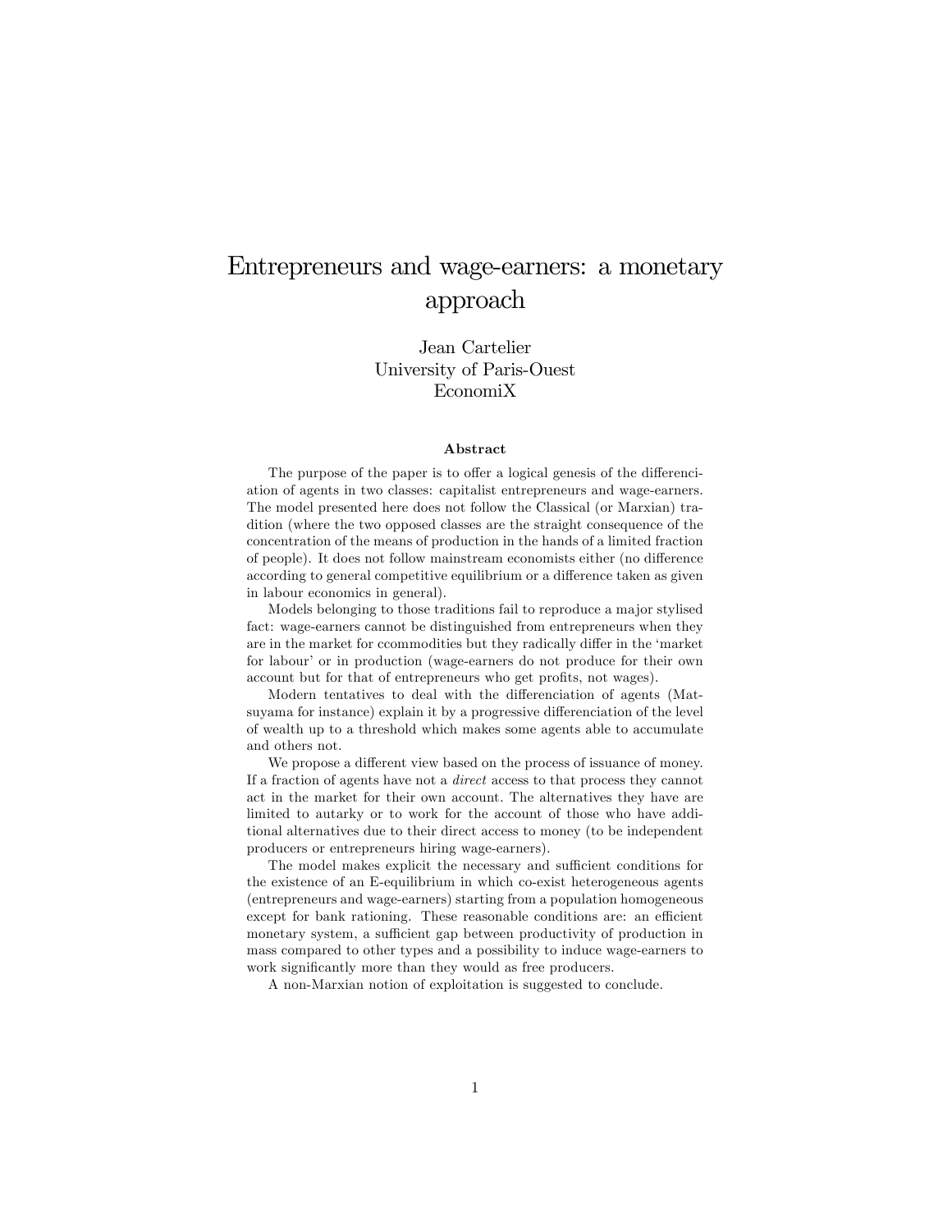# Entrepreneurs and wage-earners: a monetary approach

Jean Cartelier
University of Paris-Ouest
EconomiX

### Abstract

The purpose of the paper is to offer a logical genesis of the differenciation of agents in two classes: capitalist entrepreneurs and wage-earners. The model presented here does not follow the Classical (or Marxian) tradition (where the two opposed classes are the straight consequence of the concentration of the means of production in the hands of a limited fraction of people). It does not follow mainstream economists either (no difference according to general competitive equilibrium or a difference taken as given in labour economics in general).

Models belonging to those traditions fail to reproduce a major stylised fact: wage-earners cannot be distinguished from entrepreneurs when they are in the market for ccommodities but they radically differ in the 'market for labour' or in production (wage-earners do not produce for their own account but for that of entrepreneurs who get profits, not wages).

Modern tentatives to deal with the differenciation of agents (Matsuyama for instance) explain it by a progressive differenciation of the level of wealth up to a threshold which makes some agents able to accumulate and others not.

We propose a different view based on the process of issuance of money. If a fraction of agents have not a *direct* access to that process they cannot act in the market for their own account. The alternatives they have are limited to autarky or to work for the account of those who have additional alternatives due to their direct access to money (to be independent producers or entrepreneurs hiring wage-earners).

The model makes explicit the necessary and sufficient conditions for the existence of an E-equilibrium in which co-exist heterogeneous agents (entrepreneurs and wage-earners) starting from a population homogeneous except for bank rationing. These reasonable conditions are: an efficient monetary system, a sufficient gap between productivity of production in mass compared to other types and a possibility to induce wage-earners to work significantly more than they would as free producers.

A non-Marxian notion of exploitation is suggested to conclude.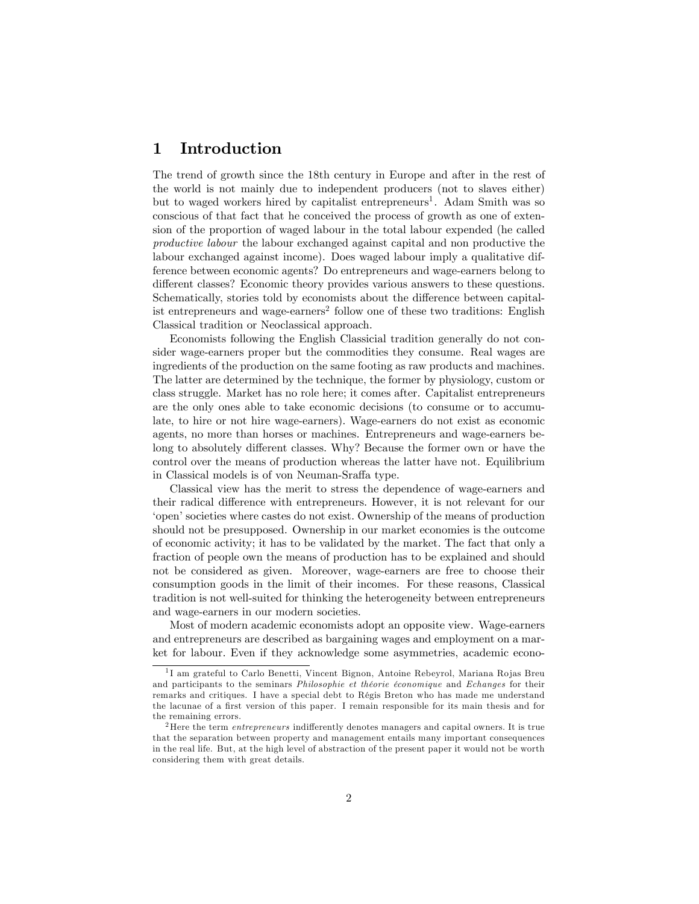# 1 Introduction

The trend of growth since the 18th century in Europe and after in the rest of the world is not mainly due to independent producers (not to slaves either) but to waged workers hired by capitalist entrepreneurs[1]. Adam Smith was so conscious of that fact that he conceived the process of growth as one of extension of the proportion of waged labour in the total labour expended (he called *productive labour* the labour exchanged against capital and non productive the labour exchanged against income). Does waged labour imply a qualitative difference between economic agents? Do entrepreneurs and wage-earners belong to different classes? Economic theory provides various answers to these questions. Schematically, stories told by economists about the difference between capitalist entrepreneurs and wage-earners[2] follow one of these two traditions: English Classical tradition or Neoclassical approach.

Economists following the English Classicial tradition generally do not consider wage-earners proper but the commodities they consume. Real wages are ingredients of the production on the same footing as raw products and machines. The latter are determined by the technique, the former by physiology, custom or class struggle. Market has no role here; it comes after. Capitalist entrepreneurs are the only ones able to take economic decisions (to consume or to accumulate, to hire or not hire wage-earners). Wage-earners do not exist as economic agents, no more than horses or machines. Entrepreneurs and wage-earners belong to absolutely different classes. Why? Because the former own or have the control over the means of production whereas the latter have not. Equilibrium in Classical models is of von Neuman-Sraffa type.

Classical view has the merit to stress the dependence of wage-earners and their radical difference with entrepreneurs. However, it is not relevant for our 'open' societies where castes do not exist. Ownership of the means of production should not be presupposed. Ownership in our market economies is the outcome of economic activity; it has to be validated by the market. The fact that only a fraction of people own the means of production has to be explained and should not be considered as given. Moreover, wage-earners are free to choose their consumption goods in the limit of their incomes. For these reasons, Classical tradition is not well-suited for thinking the heterogeneity between entrepreneurs and wage-earners in our modern societies.

Most of modern academic economists adopt an opposite view. Wage-earners and entrepreneurs are described as bargaining wages and employment on a market for labour. Even if they acknowledge some asymmetries, academic econo-

---

[1] I am grateful to Carlo Benetti, Vincent Bignon, Antoine Rebeyrol, Mariana Rojas Breu and participants to the seminars *Philosophie et théorie économique* and *Echanges* for their remarks and critiques. I have a special debt to Régis Breton who has made me understand the lacunae of a first version of this paper. I remain responsible for its main thesis and for the remaining errors.

[2] Here the term *entrepreneurs* indifferently denotes managers and capital owners. It is true that the separation between property and management entails many important consequences in the real life. But, at the high level of abstraction of the present paper it would not be worth considering them with great details.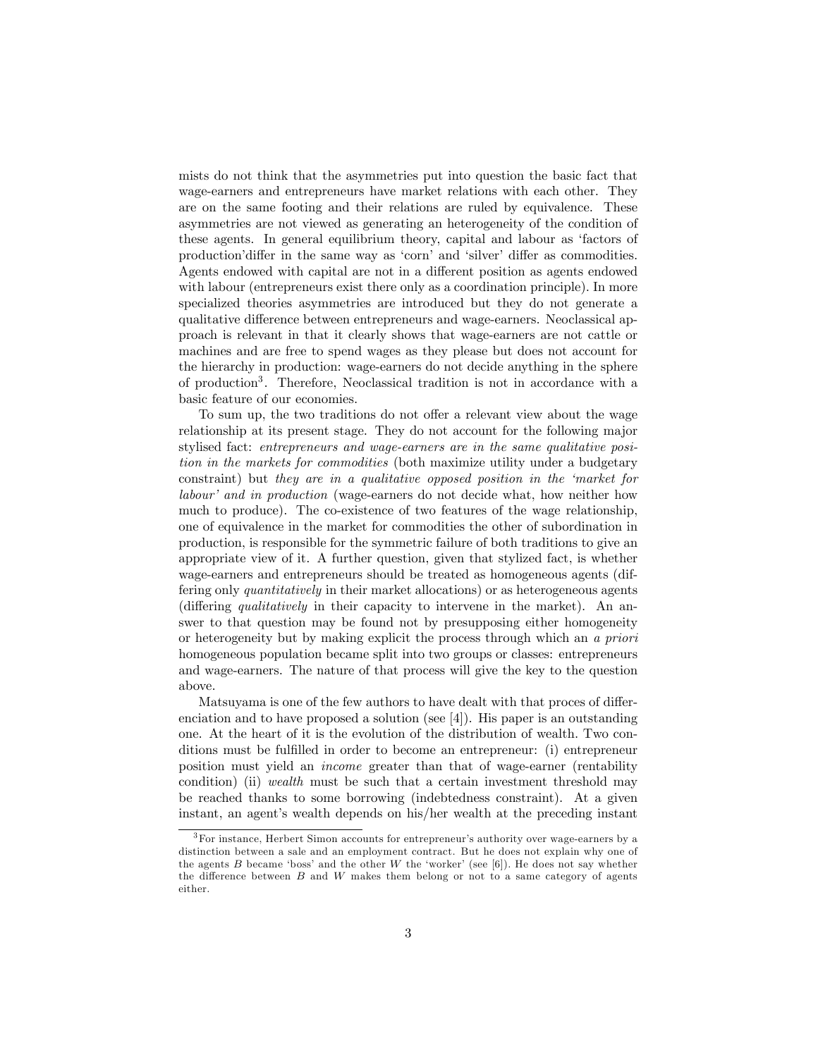mists do not think that the asymmetries put into question the basic fact that wage-earners and entrepreneurs have market relations with each other. They are on the same footing and their relations are ruled by equivalence. These asymmetries are not viewed as generating an heterogeneity of the condition of these agents. In general equilibrium theory, capital and labour as 'factors of production'differ in the same way as 'corn' and 'silver' differ as commodities. Agents endowed with capital are not in a different position as agents endowed with labour (entrepreneurs exist there only as a coordination principle). In more specialized theories asymmetries are introduced but they do not generate a qualitative difference between entrepreneurs and wage-earners. Neoclassical approach is relevant in that it clearly shows that wage-earners are not cattle or machines and are free to spend wages as they please but does not account for the hierarchy in production: wage-earners do not decide anything in the sphere of production[3]. Therefore, Neoclassical tradition is not in accordance with a basic feature of our economies.

To sum up, the two traditions do not offer a relevant view about the wage relationship at its present stage. They do not account for the following major stylised fact: *entrepreneurs and wage-earners are in the same qualitative position in the markets for commodities* (both maximize utility under a budgetary constraint) but *they are in a qualitative opposed position in the 'market for labour' and in production* (wage-earners do not decide what, how neither how much to produce). The co-existence of two features of the wage relationship, one of equivalence in the market for commodities the other of subordination in production, is responsible for the symmetric failure of both traditions to give an appropriate view of it. A further question, given that stylized fact, is whether wage-earners and entrepreneurs should be treated as homogeneous agents (differing only *quantitatively* in their market allocations) or as heterogeneous agents (differing *qualitatively* in their capacity to intervene in the market). An answer to that question may be found not by presupposing either homogeneity or heterogeneity but by making explicit the process through which an *a priori* homogeneous population became split into two groups or classes: entrepreneurs and wage-earners. The nature of that process will give the key to the question above.

Matsuyama is one of the few authors to have dealt with that proces of differenciation and to have proposed a solution (see [4]). His paper is an outstanding one. At the heart of it is the evolution of the distribution of wealth. Two conditions must be fulfilled in order to become an entrepreneur: (i) entrepreneur position must yield an *income* greater than that of wage-earner (rentability condition) (ii) *wealth* must be such that a certain investment threshold may be reached thanks to some borrowing (indebtedness constraint). At a given instant, an agent's wealth depends on his/her wealth at the preceding instant

[3] For instance, Herbert Simon accounts for entrepreneur's authority over wage-earners by a distinction between a sale and an employment contract. But he does not explain why one of the agents $B$ became 'boss' and the other $W$ the 'worker' (see [6]). He does not say whether the difference between $B$ and $W$ makes them belong or not to a same category of agents either.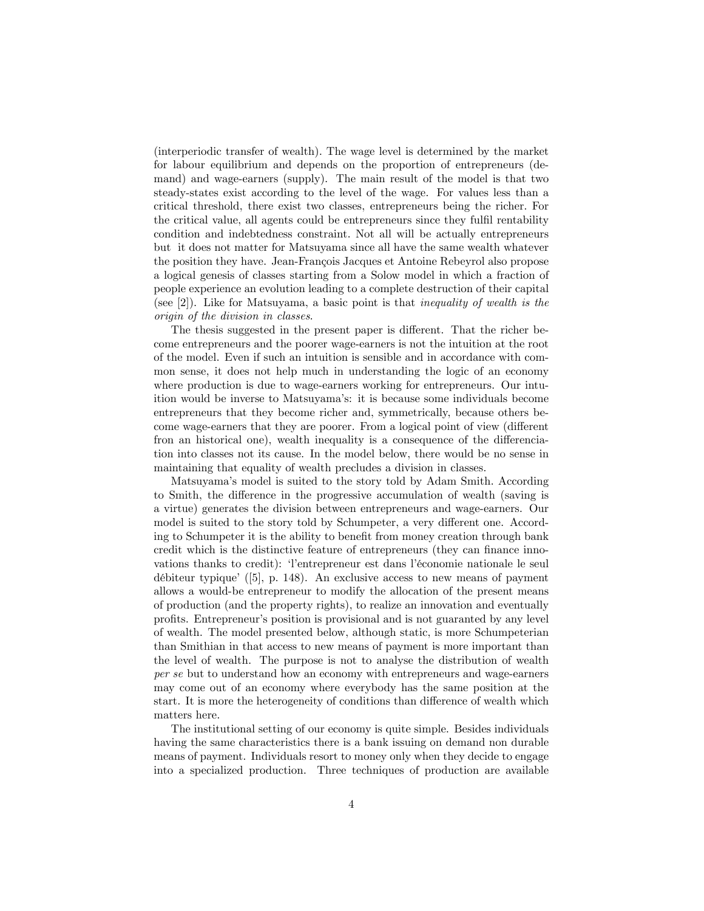(interperiodic transfer of wealth). The wage level is determined by the market for labour equilibrium and depends on the proportion of entrepreneurs (demand) and wage-earners (supply). The main result of the model is that two steady-states exist according to the level of the wage. For values less than a critical threshold, there exist two classes, entrepreneurs being the richer. For the critical value, all agents could be entrepreneurs since they fulfil rentability condition and indebtedness constraint. Not all will be actually entrepreneurs but it does not matter for Matsuyama since all have the same wealth whatever the position they have. Jean-François Jacques et Antoine Rebeyrol also propose a logical genesis of classes starting from a Solow model in which a fraction of people experience an evolution leading to a complete destruction of their capital (see [2]). Like for Matsuyama, a basic point is that *inequality of wealth is the origin of the division in classes*.

The thesis suggested in the present paper is different. That the richer become entrepreneurs and the poorer wage-earners is not the intuition at the root of the model. Even if such an intuition is sensible and in accordance with common sense, it does not help much in understanding the logic of an economy where production is due to wage-earners working for entrepreneurs. Our intuition would be inverse to Matsuyama's: it is because some individuals become entrepreneurs that they become richer and, symmetrically, because others become wage-earners that they are poorer. From a logical point of view (different fron an historical one), wealth inequality is a consequence of the differenciation into classes not its cause. In the model below, there would be no sense in maintaining that equality of wealth precludes a division in classes.

Matsuyama's model is suited to the story told by Adam Smith. According to Smith, the difference in the progressive accumulation of wealth (saving is a virtue) generates the division between entrepreneurs and wage-earners. Our model is suited to the story told by Schumpeter, a very different one. According to Schumpeter it is the ability to benefit from money creation through bank credit which is the distinctive feature of entrepreneurs (they can finance innovations thanks to credit): 'l'entrepreneur est dans l'économie nationale le seul débiteur typique' ([5], p. 148). An exclusive access to new means of payment allows a would-be entrepreneur to modify the allocation of the present means of production (and the property rights), to realize an innovation and eventually profits. Entrepreneur's position is provisional and is not guaranted by any level of wealth. The model presented below, although static, is more Schumpeterian than Smithian in that access to new means of payment is more important than the level of wealth. The purpose is not to analyse the distribution of wealth *per se* but to understand how an economy with entrepreneurs and wage-earners may come out of an economy where everybody has the same position at the start. It is more the heterogeneity of conditions than difference of wealth which matters here.

The institutional setting of our economy is quite simple. Besides individuals having the same characteristics there is a bank issuing on demand non durable means of payment. Individuals resort to money only when they decide to engage into a specialized production. Three techniques of production are available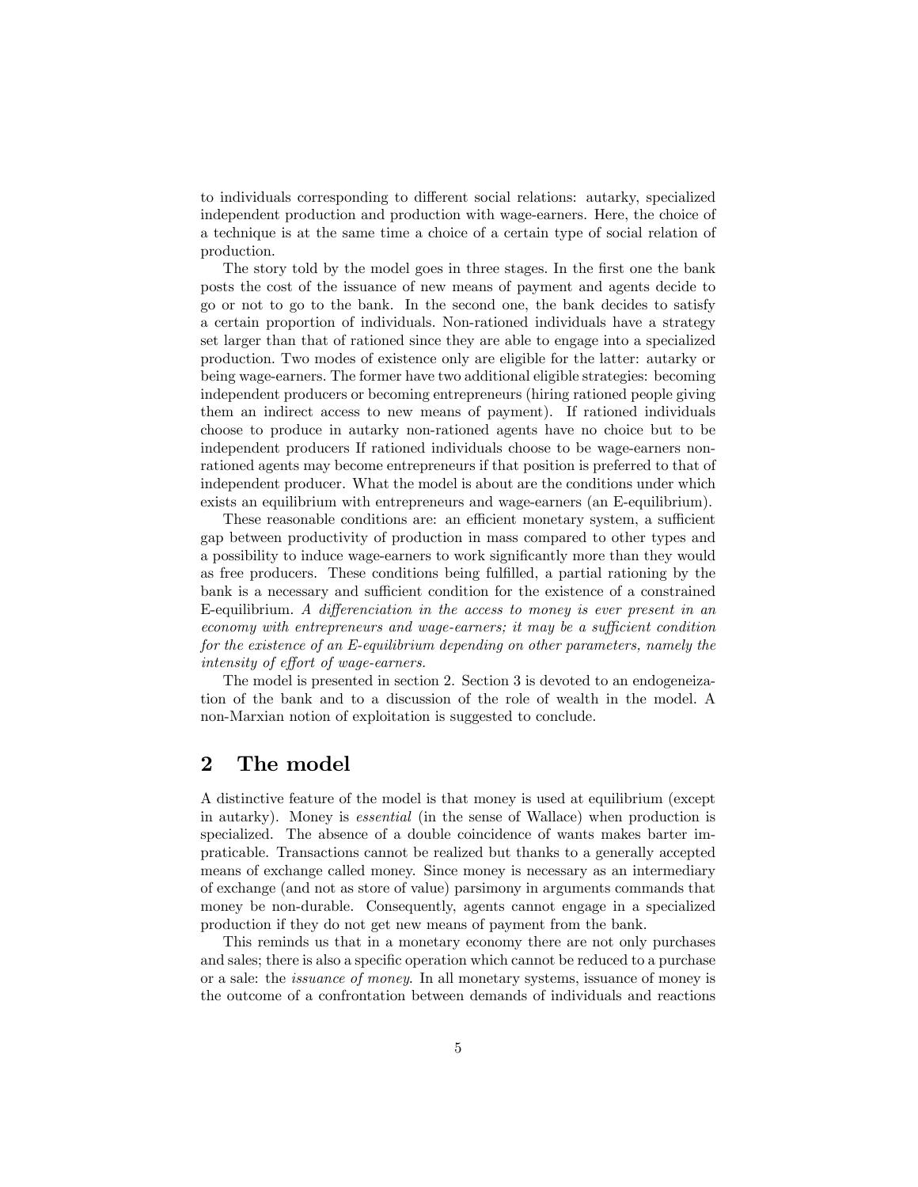to individuals corresponding to different social relations: autarky, specialized independent production and production with wage-earners. Here, the choice of a technique is at the same time a choice of a certain type of social relation of production.

The story told by the model goes in three stages. In the first one the bank posts the cost of the issuance of new means of payment and agents decide to go or not to go to the bank. In the second one, the bank decides to satisfy a certain proportion of individuals. Non-rationed individuals have a strategy set larger than that of rationed since they are able to engage into a specialized production. Two modes of existence only are eligible for the latter: autarky or being wage-earners. The former have two additional eligible strategies: becoming independent producers or becoming entrepreneurs (hiring rationed people giving them an indirect access to new means of payment). If rationed individuals choose to produce in autarky non-rationed agents have no choice but to be independent producers If rationed individuals choose to be wage-earners non-rationed agents may become entrepreneurs if that position is preferred to that of independent producer. What the model is about are the conditions under which exists an equilibrium with entrepreneurs and wage-earners (an E-equilibrium).

These reasonable conditions are: an efficient monetary system, a sufficient gap between productivity of production in mass compared to other types and a possibility to induce wage-earners to work significantly more than they would as free producers. These conditions being fulfilled, a partial rationing by the bank is a necessary and sufficient condition for the existence of a constrained E-equilibrium. *A differenciation in the access to money is ever present in an economy with entrepreneurs and wage-earners; it may be a sufficient condition for the existence of an E-equilibrium depending on other parameters, namely the intensity of effort of wage-earners.*

The model is presented in section 2. Section 3 is devoted to an endogeneization of the bank and to a discussion of the role of wealth in the model. A non-Marxian notion of exploitation is suggested to conclude.

## 2 The model

A distinctive feature of the model is that money is used at equilibrium (except in autarky). Money is *essential* (in the sense of Wallace) when production is specialized. The absence of a double coincidence of wants makes barter impraticable. Transactions cannot be realized but thanks to a generally accepted means of exchange called money. Since money is necessary as an intermediary of exchange (and not as store of value) parsimony in arguments commands that money be non-durable. Consequently, agents cannot engage in a specialized production if they do not get new means of payment from the bank.

This reminds us that in a monetary economy there are not only purchases and sales; there is also a specific operation which cannot be reduced to a purchase or a sale: the *issuance of money*. In all monetary systems, issuance of money is the outcome of a confrontation between demands of individuals and reactions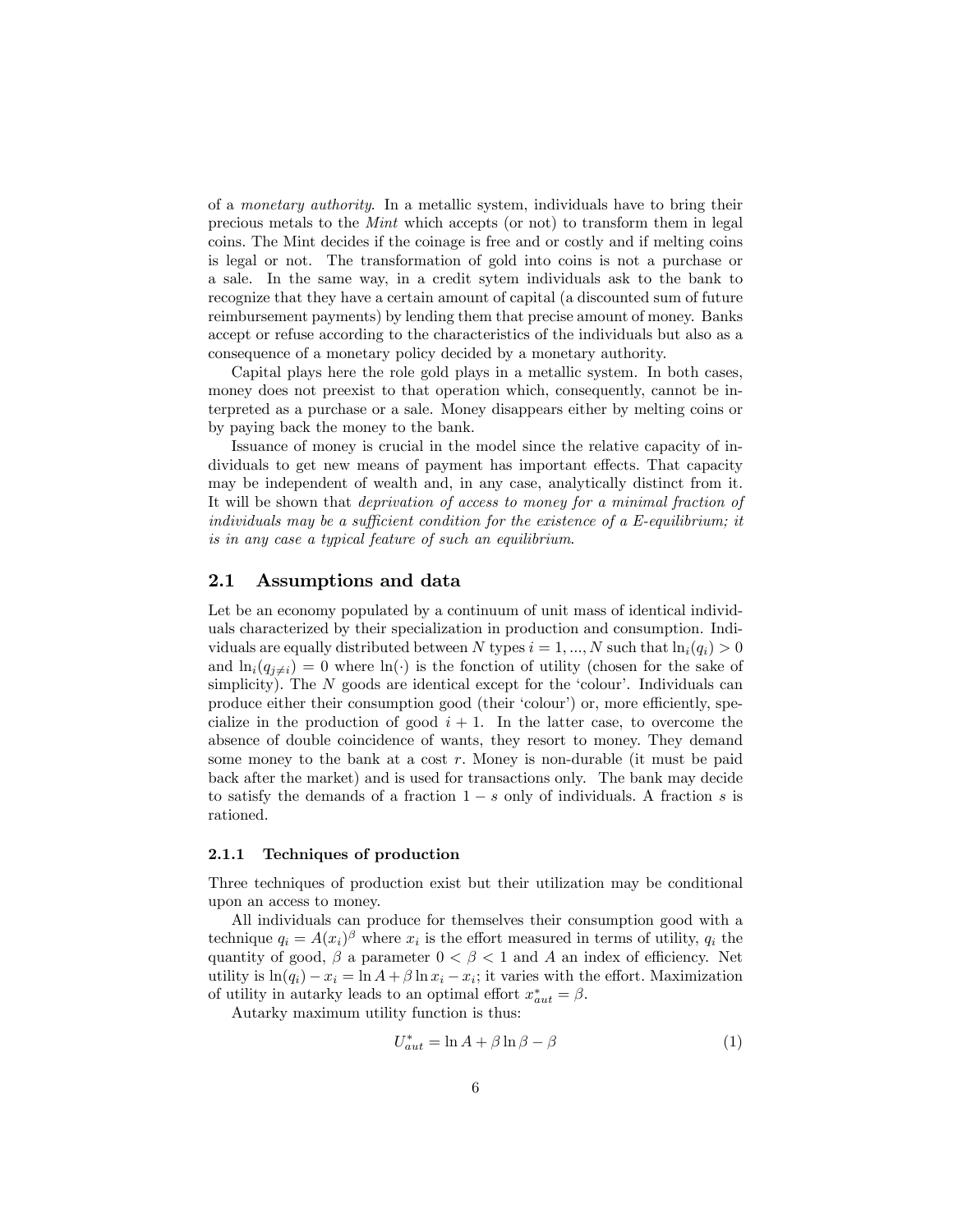of a *monetary authority*. In a metallic system, individuals have to bring their precious metals to the *Mint* which accepts (or not) to transform them in legal coins. The Mint decides if the coinage is free and or costly and if melting coins is legal or not. The transformation of gold into coins is not a purchase or a sale. In the same way, in a credit sytem individuals ask to the bank to recognize that they have a certain amount of capital (a discounted sum of future reimbursement payments) by lending them that precise amount of money. Banks accept or refuse according to the characteristics of the individuals but also as a consequence of a monetary policy decided by a monetary authority.

Capital plays here the role gold plays in a metallic system. In both cases, money does not preexist to that operation which, consequently, cannot be interpreted as a purchase or a sale. Money disappears either by melting coins or by paying back the money to the bank.

Issuance of money is crucial in the model since the relative capacity of individuals to get new means of payment has important effects. That capacity may be independent of wealth and, in any case, analytically distinct from it. It will be shown that *deprivation of access to money for a minimal fraction of individuals may be a sufficient condition for the existence of a E-equilibrium; it is in any case a typical feature of such an equilibrium*.

## 2.1 Assumptions and data

Let be an economy populated by a continuum of unit mass of identical individuals characterized by their specialization in production and consumption. Individuals are equally distributed between $N$ types $i = 1, ..., N$ such that $\ln_i(q_i) > 0$ and $\ln_i(q_{j \neq i}) = 0$ where $\ln(\cdot)$ is the fonction of utility (chosen for the sake of simplicity). The $N$ goods are identical except for the 'colour'. Individuals can produce either their consumption good (their 'colour') or, more efficiently, specialize in the production of good $i + 1$. In the latter case, to overcome the absence of double coincidence of wants, they resort to money. They demand some money to the bank at a cost $r$. Money is non-durable (it must be paid back after the market) and is used for transactions only. The bank may decide to satisfy the demands of a fraction $1 - s$ only of individuals. A fraction $s$ is rationed.

### 2.1.1 Techniques of production

Three techniques of production exist but their utilization may be conditional upon an access to money.

All individuals can produce for themselves their consumption good with a technique $q_i = A(x_i)^\beta$ where $x_i$ is the effort measured in terms of utility, $q_i$ the quantity of good, $\beta$ a parameter $0 < \beta < 1$ and $A$ an index of efficiency. Net utility is $\ln(q_i) - x_i = \ln A + \beta \ln x_i - x_i$; it varies with the effort. Maximization of utility in autarky leads to an optimal effort $x^*_{aut} = \beta$.

Autarky maximum utility function is thus:

$$U^*_{aut} = \ln A + \beta \ln \beta - \beta \tag{1}$$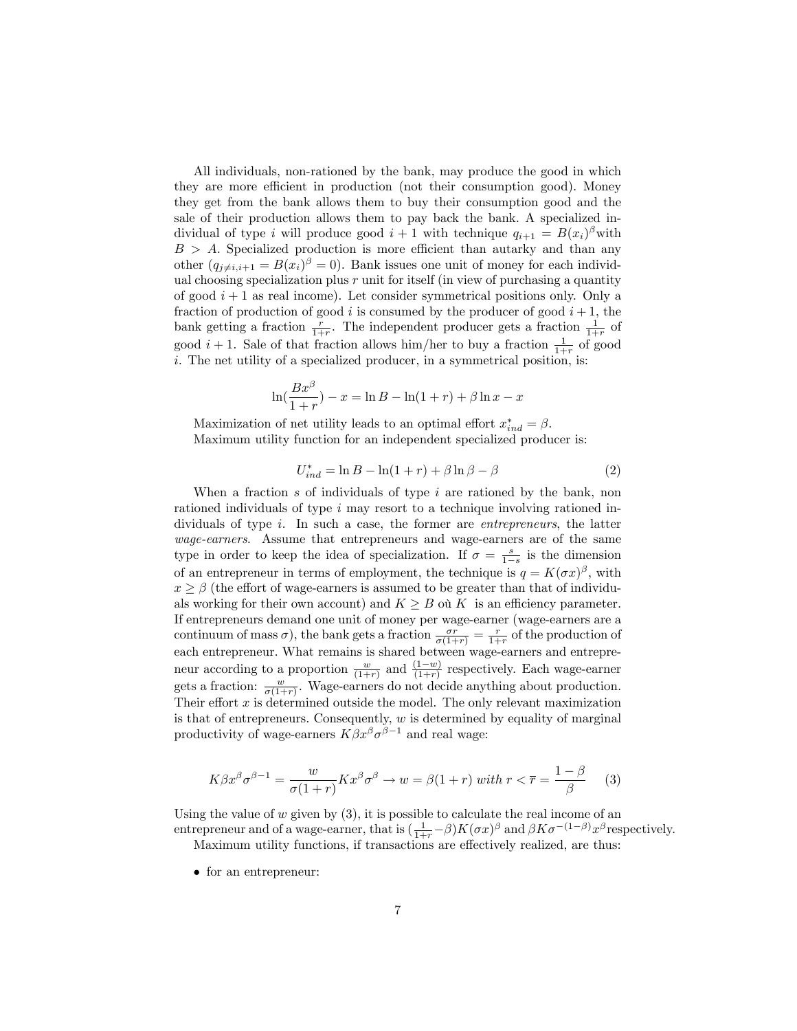All individuals, non-rationed by the bank, may produce the good in which they are more efficient in production (not their consumption good). Money they get from the bank allows them to buy their consumption good and the sale of their production allows them to pay back the bank. A specialized individual of type $i$ will produce good $i+1$ with technique $q_{i+1} = B(x_i)^\beta$with $B > A$. Specialized production is more efficient than autarky and than any other ($q_{j \neq i, i+1} = B(x_i)^\beta = 0$). Bank issues one unit of money for each individual choosing specialization plus $r$ unit for itself (in view of purchasing a quantity of good $i+1$ as real income). Let consider symmetrical positions only. Only a fraction of production of good $i$ is consumed by the producer of good $i+1$, the bank getting a fraction $\frac{r}{1+r}$. The independent producer gets a fraction $\frac{1}{1+r}$ of good $i+1$. Sale of that fraction allows him/her to buy a fraction $\frac{1}{1+r}$ of good $i$. The net utility of a specialized producer, in a symmetrical position, is:

$$\ln\left(\frac{Bx^\beta}{1+r}\right) - x = \ln B - \ln(1+r) + \beta \ln x - x$$

Maximization of net utility leads to an optimal effort $x^*_{ind} = \beta$.

Maximum utility function for an independent specialized producer is:

$$U^*_{ind} = \ln B - \ln(1+r) + \beta \ln \beta - \beta \tag{2}$$

When a fraction $s$ of individuals of type $i$ are rationed by the bank, non rationed individuals of type $i$ may resort to a technique involving rationed individuals of type $i$. In such a case, the former are *entrepreneurs*, the latter *wage-earners*. Assume that entrepreneurs and wage-earners are of the same type in order to keep the idea of specialization. If $\sigma = \frac{s}{1-s}$ is the dimension of an entrepreneur in terms of employment, the technique is $q = K(\sigma x)^\beta$, with $x \geq \beta$ (the effort of wage-earners is assumed to be greater than that of individuals working for their own account) and $K \geq B$ où $K$ is an efficiency parameter. If entrepreneurs demand one unit of money per wage-earner (wage-earners are a continuum of mass $\sigma$), the bank gets a fraction $\frac{\sigma r}{\sigma(1+r)} = \frac{r}{1+r}$ of the production of each entrepreneur. What remains is shared between wage-earners and entrepreneur according to a proportion $\frac{w}{(1+r)}$ and $\frac{(1-w)}{(1+r)}$ respectively. Each wage-earner gets a fraction: $\frac{w}{\sigma(1+r)}$. Wage-earners do not decide anything about production. Their effort $x$ is determined outside the model. The only relevant maximization is that of entrepreneurs. Consequently, $w$ is determined by equality of marginal productivity of wage-earners $K\beta x^\beta \sigma^{\beta-1}$ and real wage:

$$K\beta x^\beta \sigma^{\beta-1} = \frac{w}{\sigma(1+r)} K x^\beta \sigma^\beta \rightarrow w = \beta(1+r) \text{ with } r < \overline{r} = \frac{1-\beta}{\beta} \tag{3}$$

Using the value of $w$ given by (3), it is possible to calculate the real income of an entrepreneur and of a wage-earner, that is $(\frac{1}{1+r} - \beta)K(\sigma x)^\beta$ and $\beta K \sigma^{-(1-\beta)} x^\beta$respectively.

Maximum utility functions, if transactions are effectively realized, are thus:

- for an entrepreneur: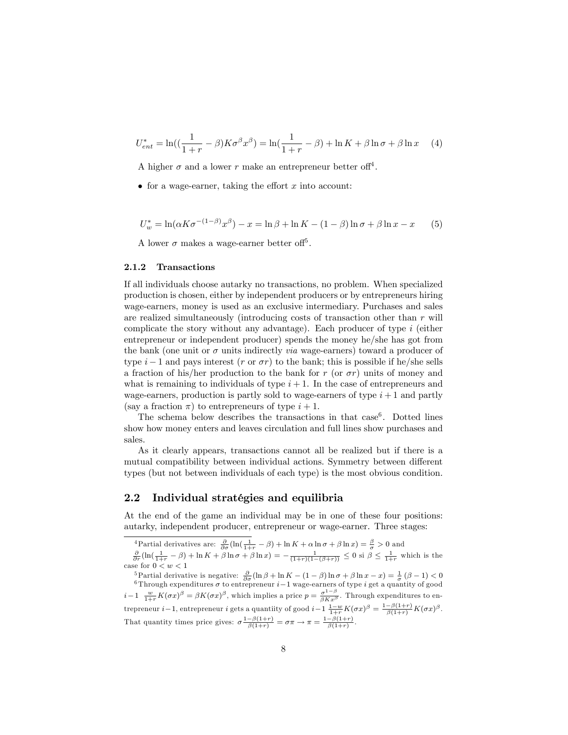$$U_{ent}^{*} = \ln((\frac{1}{1+r} - \beta)K\sigma^{\beta}x^{\beta}) = \ln(\frac{1}{1+r} - \beta) + \ln K + \beta \ln \sigma + \beta \ln x \quad (4)$$

A higher $\sigma$ and a lower $r$ make an entrepreneur better off[4].

- for a wage-earner, taking the effort $x$ into account:

$$U_{w}^{*} = \ln(\alpha K \sigma^{-(1-\beta)} x^{\beta}) - x = \ln \beta + \ln K - (1-\beta)\ln \sigma + \beta \ln x - x \quad (5)$$

A lower $\sigma$ makes a wage-earner better off[5].

### 2.1.2 Transactions

If all individuals choose autarky no transactions, no problem. When specialized production is chosen, either by independent producers or by entrepreneurs hiring wage-earners, money is used as an exclusive intermediary. Purchases and sales are realized simultaneously (introducing costs of transaction other than $r$ will complicate the story without any advantage). Each producer of type $i$ (either entrepreneur or independent producer) spends the money he/she has got from the bank (one unit or $\sigma$ units indirectly *via* wage-earners) toward a producer of type $i-1$ and pays interest ($r$ or $\sigma r$) to the bank; this is possible if he/she sells a fraction of his/her production to the bank for $r$ (or $\sigma r$) units of money and what is remaining to individuals of type $i+1$. In the case of entrepreneurs and wage-earners, production is partly sold to wage-earners of type $i+1$ and partly (say a fraction $\pi$) to entrepreneurs of type $i+1$.

The schema below describes the transactions in that case[6]. Dotted lines show how money enters and leaves circulation and full lines show purchases and sales.

As it clearly appears, transactions cannot all be realized but if there is a mutual compatibility between individual actions. Symmetry between different types (but not between individuals of each type) is the most obvious condition.

## 2.2 Individual stratégies and equilibria

At the end of the game an individual may be in one of these four positions: autarky, independent producer, entrepreneur or wage-earner. Three stages:

---

[4] Partial derivatives are: $\frac{\partial}{\partial \sigma}(\ln(\frac{1}{1+r} - \beta) + \ln K + \alpha \ln \sigma + \beta \ln x) = \frac{\beta}{\sigma} > 0$ and $\frac{\partial}{\partial r}(\ln(\frac{1}{1+r} - \beta) + \ln K + \beta \ln \sigma + \beta \ln x) = -\frac{1}{(1+r)(1-(\beta+r))} \leq 0$ si $\beta \leq \frac{1}{1+r}$ which is the case for $0 < w < 1$

[5] Partial derivative is negative: $\frac{\partial}{\partial \sigma}(\ln \beta + \ln K - (1-\beta)\ln \sigma + \beta \ln x - x) = \frac{1}{\sigma}(\beta - 1) < 0$

[6] Through expenditures $\sigma$ to entrepreneur $i-1$ wage-earners of type $i$ get a quantity of good $i-1$ $\frac{w}{1+r}K(\sigma x)^{\beta} = \beta K(\sigma x)^{\beta}$, which implies a price $p = \frac{\sigma^{1-\beta}}{\beta K x^{\beta}}$. Through expenditures to entrepreneur $i-1$, entrepreneur $i$ gets a quantiity of good $i-1$ $\frac{1-w}{1+r}K(\sigma x)^{\beta} = \frac{1-\beta(1+r)}{\beta(1+r)}K(\sigma x)^{\beta}$. That quantity times price gives: $\sigma \frac{1-\beta(1+r)}{\beta(1+r)} = \sigma \pi \rightarrow \pi = \frac{1-\beta(1+r)}{\beta(1+r)}$.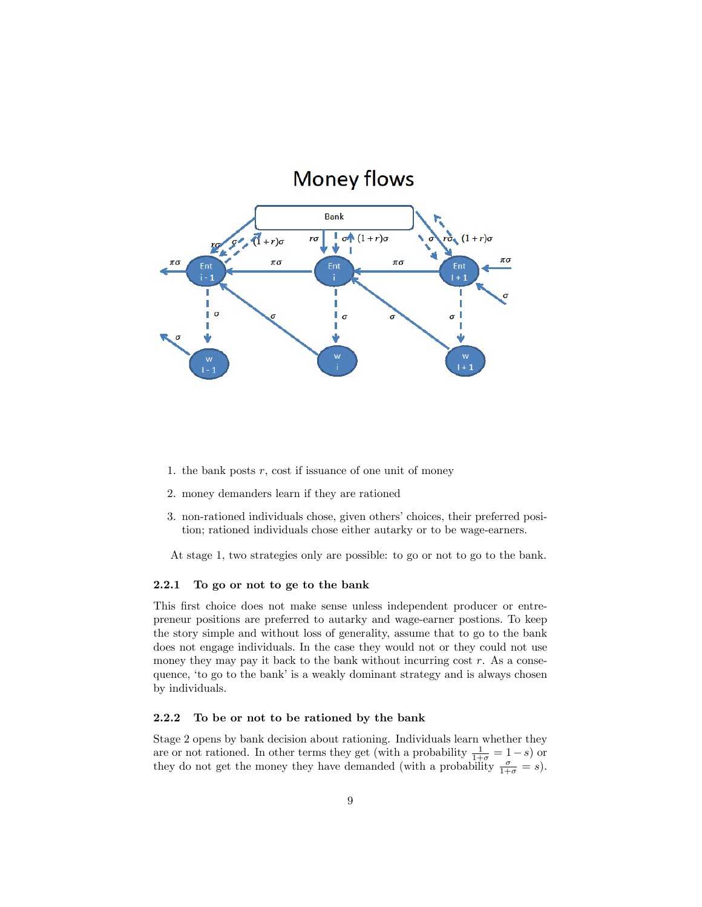Money flows

1. the bank posts $r$, cost if issuance of one unit of money
2. money demanders learn if they are rationed
3. non-rationed individuals chose, given others' choices, their preferred position; rationed individuals chose either autarky or to be wage-earners.

At stage 1, two strategies only are possible: to go or not to go to the bank.

### 2.2.1 To go or not to ge to the bank

This first choice does not make sense unless independent producer or entrepreneur positions are preferred to autarky and wage-earner postions. To keep the story simple and without loss of generality, assume that to go to the bank does not engage individuals. In the case they would not or they could not use money they may pay it back to the bank without incurring cost $r$. As a consequence, 'to go to the bank' is a weakly dominant strategy and is always chosen by individuals.

### 2.2.2 To be or not to be rationed by the bank

Stage 2 opens by bank decision about rationing. Individuals learn whether they are or not rationed. In other terms they get (with a probability $\frac{1}{1+\sigma} = 1 - s$) or they do not get the money they have demanded (with a probability $\frac{\sigma}{1+\sigma} = s$).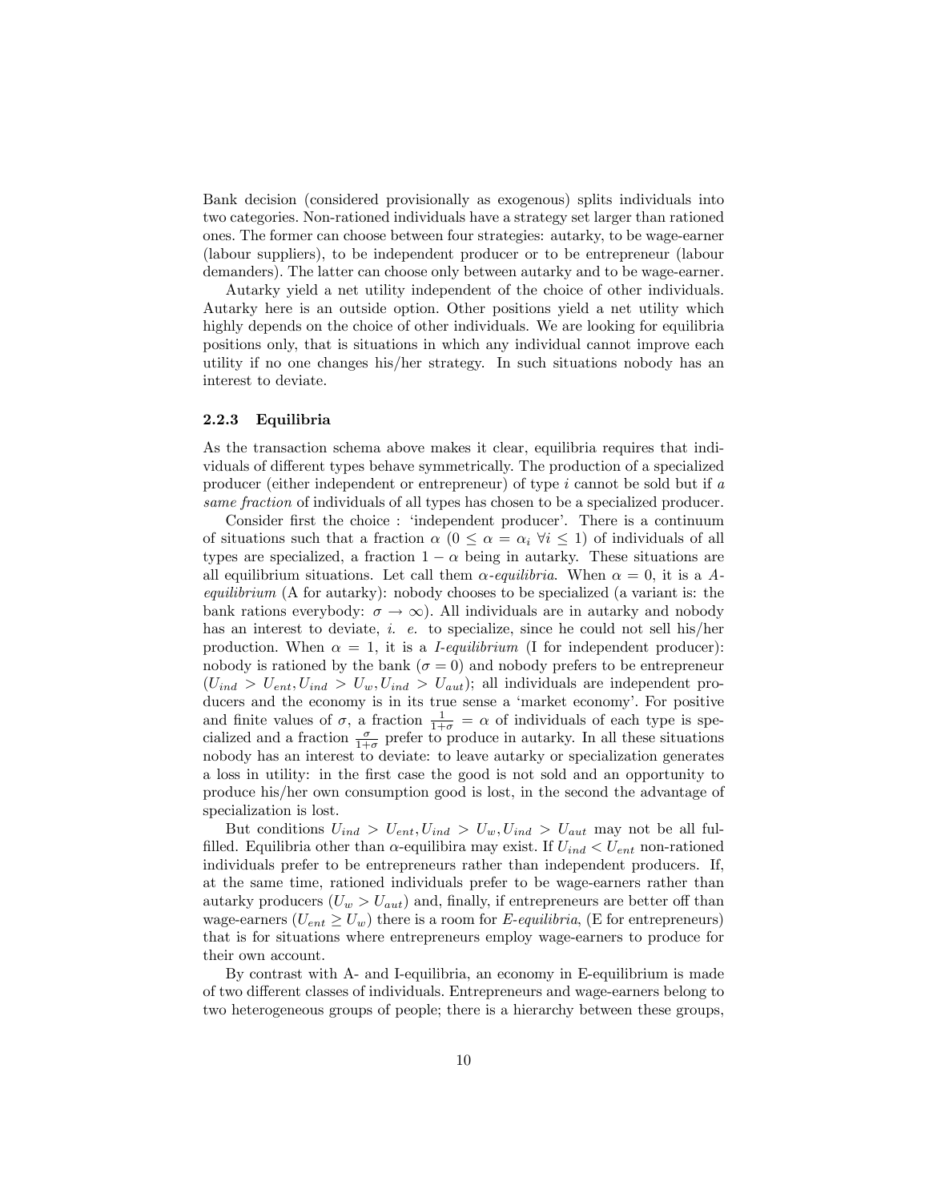Bank decision (considered provisionally as exogenous) splits individuals into two categories. Non-rationed individuals have a strategy set larger than rationed ones. The former can choose between four strategies: autarky, to be wage-earner (labour suppliers), to be independent producer or to be entrepreneur (labour demanders). The latter can choose only between autarky and to be wage-earner.

Autarky yield a net utility independent of the choice of other individuals. Autarky here is an outside option. Other positions yield a net utility which highly depends on the choice of other individuals. We are looking for equilibria positions only, that is situations in which any individual cannot improve each utility if no one changes his/her strategy. In such situations nobody has an interest to deviate.

### 2.2.3 Equilibria

As the transaction schema above makes it clear, equilibria requires that individuals of different types behave symmetrically. The production of a specialized producer (either independent or entrepreneur) of type $i$ cannot be sold but if *a same fraction* of individuals of all types has chosen to be a specialized producer.

Consider first the choice : 'independent producer'. There is a continuum of situations such that a fraction $\alpha$ ($0 \leq \alpha = \alpha_i \ \forall i \leq 1$) of individuals of all types are specialized, a fraction $1 - \alpha$ being in autarky. These situations are all equilibrium situations. Let call them *$\alpha$-equilibria*. When $\alpha = 0$, it is a *A-equilibrium* (A for autarky): nobody chooses to be specialized (a variant is: the bank rations everybody: $\sigma \to \infty$). All individuals are in autarky and nobody has an interest to deviate, *i. e.* to specialize, since he could not sell his/her production. When $\alpha = 1$, it is a *I-equilibrium* (I for independent producer): nobody is rationed by the bank ($\sigma = 0$) and nobody prefers to be entrepreneur ($U_{ind} > U_{ent}, U_{ind} > U_w, U_{ind} > U_{aut}$); all individuals are independent producers and the economy is in its true sense a 'market economy'. For positive and finite values of $\sigma$, a fraction $\frac{1}{1+\sigma} = \alpha$ of individuals of each type is specialized and a fraction $\frac{\sigma}{1+\sigma}$ prefer to produce in autarky. In all these situations nobody has an interest to deviate: to leave autarky or specialization generates a loss in utility: in the first case the good is not sold and an opportunity to produce his/her own consumption good is lost, in the second the advantage of specialization is lost.

But conditions $U_{ind} > U_{ent}, U_{ind} > U_w, U_{ind} > U_{aut}$ may not be all fulfilled. Equilibria other than $\alpha$-equilibira may exist. If $U_{ind} < U_{ent}$ non-rationed individuals prefer to be entrepreneurs rather than independent producers. If, at the same time, rationed individuals prefer to be wage-earners rather than autarky producers ($U_w > U_{aut}$) and, finally, if entrepreneurs are better off than wage-earners ($U_{ent} \geq U_w$) there is a room for *E-equilibria*, (E for entrepreneurs) that is for situations where entrepreneurs employ wage-earners to produce for their own account.

By contrast with A- and I-equilibria, an economy in E-equilibrium is made of two different classes of individuals. Entrepreneurs and wage-earners belong to two heterogeneous groups of people; there is a hierarchy between these groups,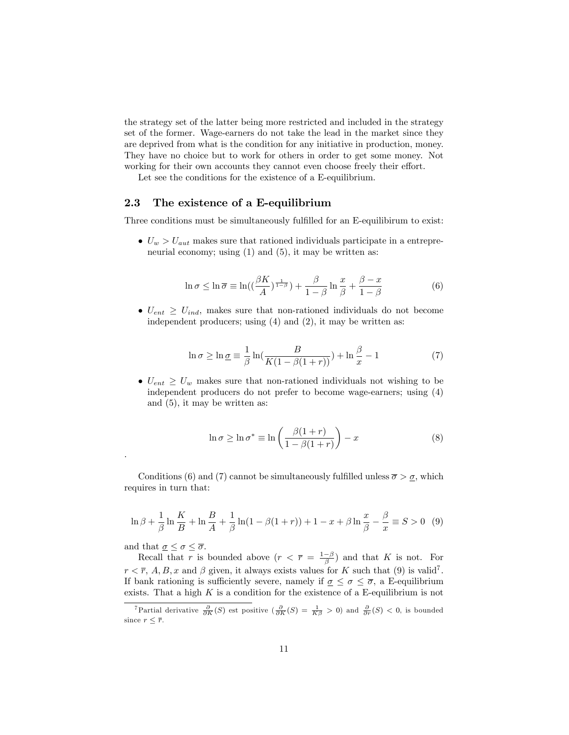the strategy set of the latter being more restricted and included in the strategy set of the former. Wage-earners do not take the lead in the market since they are deprived from what is the condition for any initiative in production, money. They have no choice but to work for others in order to get some money. Not working for their own accounts they cannot even choose freely their effort.

Let see the conditions for the existence of a E-equilibrium.

## 2.3 The existence of a E-equilibrium

Three conditions must be simultaneously fulfilled for an E-equilibirum to exist:

- $U_w > U_{aut}$ makes sure that rationed individuals participate in a entrepreneurial economy; using (1) and (5), it may be written as:

$$\ln \sigma \leq \ln \overline{\sigma} \equiv \ln((\frac{\beta K}{A})^{\frac{1}{1-\beta}}) + \frac{\beta}{1-\beta} \ln \frac{x}{\beta} + \frac{\beta - x}{1-\beta} \tag{6}$$

- $U_{ent} \geq U_{ind}$, makes sure that non-rationed individuals do not become independent producers; using (4) and (2), it may be written as:

$$\ln \sigma \geq \ln \underline{\sigma} \equiv \frac{1}{\beta} \ln(\frac{B}{K(1-\beta(1+r))}) + \ln \frac{\beta}{x} - 1 \tag{7}$$

- $U_{ent} \geq U_w$ makes sure that non-rationed individuals not wishing to be independent producers do not prefer to become wage-earners; using (4) and (5), it may be written as:

$$\ln \sigma \geq \ln \sigma^* \equiv \ln\left(\frac{\beta(1+r)}{1-\beta(1+r)}\right) - x \tag{8}$$

.

Conditions (6) and (7) cannot be simultaneously fulfilled unless $\overline{\sigma} > \underline{\sigma}$, which requires in turn that:

$$\ln \beta + \frac{1}{\beta} \ln \frac{K}{B} + \ln \frac{B}{A} + \frac{1}{\beta} \ln(1-\beta(1+r)) + 1 - x + \beta \ln \frac{x}{\beta} - \frac{\beta}{x} \equiv S > 0 \tag{9}$$

and that $\underline{\sigma} \leq \sigma \leq \overline{\sigma}$.

Recall that $r$ is bounded above ($r < \overline{r} = \frac{1-\beta}{\beta}$) and that $K$ is not. For $r < \overline{r}$, $A, B, x$ and $\beta$ given, it always exists values for $K$ such that (9) is valid[7]. If bank rationing is sufficiently severe, namely if $\underline{\sigma} \leq \sigma \leq \overline{\sigma}$, a E-equilibrium exists. That a high $K$ is a condition for the existence of a E-equilibrium is not

[7] Partial derivative $\frac{\partial}{\partial K}(S)$ est positive ($\frac{\partial}{\partial K}(S) = \frac{1}{K\beta} > 0$) and $\frac{\partial}{\partial r}(S) < 0$, is bounded since $r \leq \overline{r}$.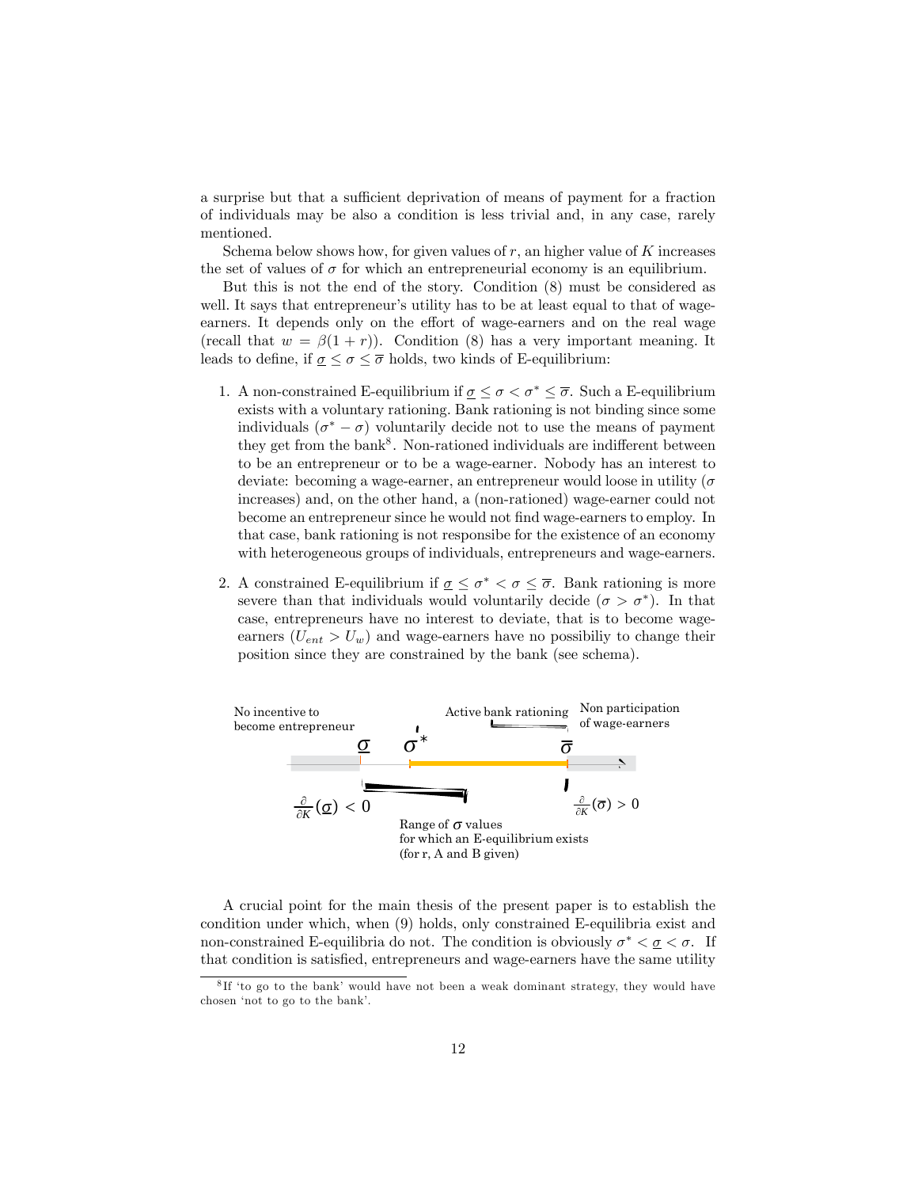a surprise but that a sufficient deprivation of means of payment for a fraction of individuals may be also a condition is less trivial and, in any case, rarely mentioned.

Schema below shows how, for given values of $r$, an higher value of $K$ increases the set of values of $\sigma$ for which an entrepreneurial economy is an equilibrium.

But this is not the end of the story. Condition (8) must be considered as well. It says that entrepreneur's utility has to be at least equal to that of wage-earners. It depends only on the effort of wage-earners and on the real wage (recall that $w = \beta(1+r)$). Condition (8) has a very important meaning. It leads to define, if $\underline{\sigma} \leq \sigma \leq \overline{\sigma}$ holds, two kinds of E-equilibrium:

1. A non-constrained E-equilibrium if $\underline{\sigma} \leq \sigma < \sigma^* \leq \overline{\sigma}$. Such a E-equilibrium exists with a voluntary rationing. Bank rationing is not binding since some individuals $(\sigma^* - \sigma)$ voluntarily decide not to use the means of payment they get from the bank[8]. Non-rationed individuals are indifferent between to be an entrepreneur or to be a wage-earner. Nobody has an interest to deviate: becoming a wage-earner, an entrepreneur would loose in utility ($\sigma$ increases) and, on the other hand, a (non-rationed) wage-earner could not become an entrepreneur since he would not find wage-earners to employ. In that case, bank rationing is not responsibe for the existence of an economy with heterogeneous groups of individuals, entrepreneurs and wage-earners.

2. A constrained E-equilibrium if $\underline{\sigma} \leq \sigma^* < \sigma \leq \overline{\sigma}$. Bank rationing is more severe than that individuals would voluntarily decide ($\sigma > \sigma^*$). In that case, entrepreneurs have no interest to deviate, that is to become wage-earners ($U_{ent} > U_w$) and wage-earners have no possibiliy to change their position since they are constrained by the bank (see schema).

No incentive to become entrepreneur — $\underline{\sigma}$ — $\sigma^*$ — Active bank rationing — $\overline{\sigma}$ — Non participation of wage-earners

$\frac{\partial}{\partial K}(\underline{\sigma}) < 0$ — Range of $\sigma$ values for which an E-equilibrium exists (for r, A and B given) — $\frac{\partial}{\partial K}(\overline{\sigma}) > 0$

A crucial point for the main thesis of the present paper is to establish the condition under which, when (9) holds, only constrained E-equilibria exist and non-constrained E-equilibria do not. The condition is obviously $\sigma^* < \underline{\sigma} < \sigma$. If that condition is satisfied, entrepreneurs and wage-earners have the same utility

[8] If 'to go to the bank' would have not been a weak dominant strategy, they would have chosen 'not to go to the bank'.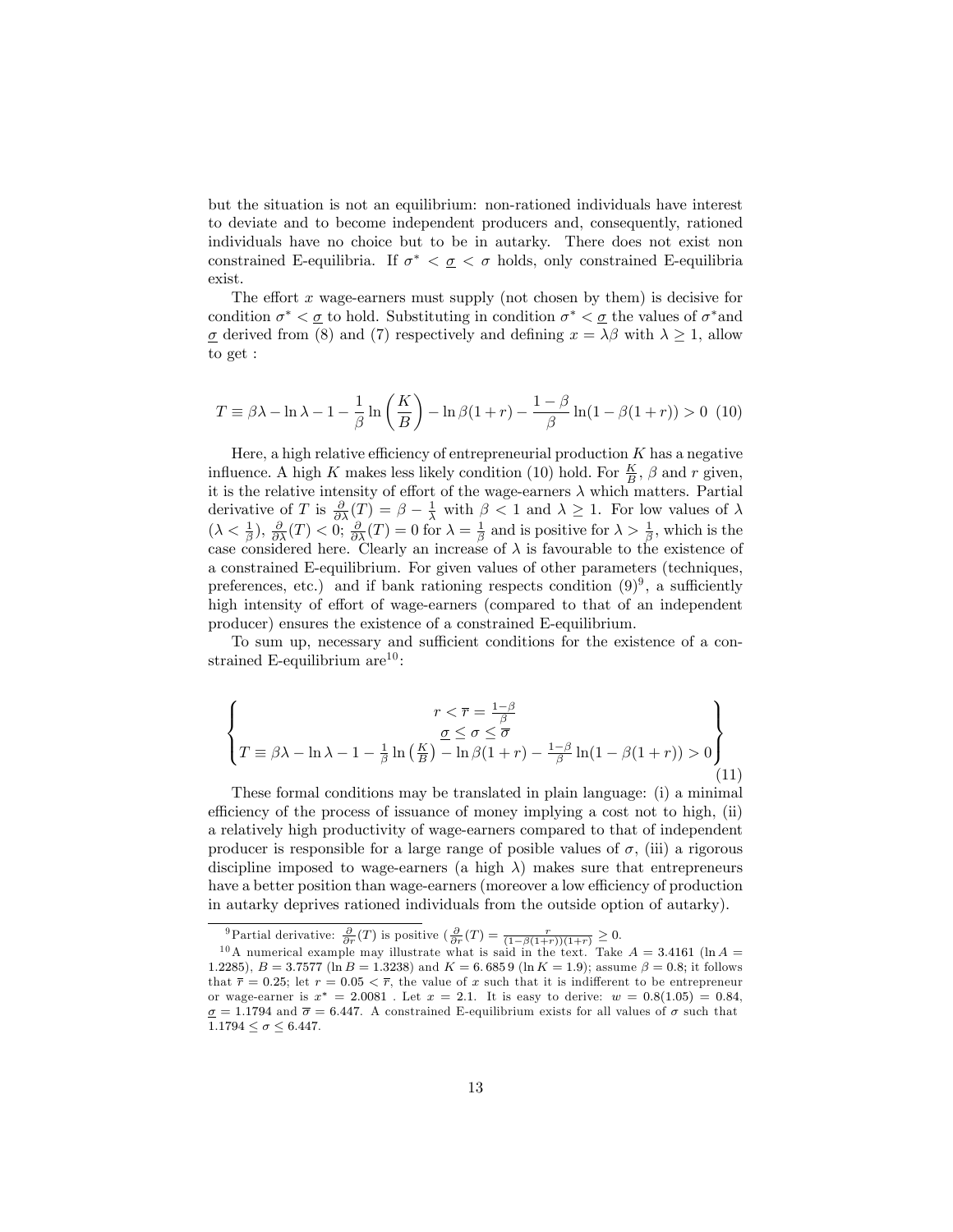but the situation is not an equilibrium: non-rationed individuals have interest to deviate and to become independent producers and, consequently, rationed individuals have no choice but to be in autarky. There does not exist non constrained E-equilibria. If $\sigma^* < \underline{\sigma} < \sigma$ holds, only constrained E-equilibria exist.

The effort $x$ wage-earners must supply (not chosen by them) is decisive for condition $\sigma^* < \underline{\sigma}$ to hold. Substituting in condition $\sigma^* < \underline{\sigma}$ the values of $\sigma^*$and $\underline{\sigma}$ derived from (8) and (7) respectively and defining $x = \lambda\beta$ with $\lambda \geq 1$, allow to get :

$$T \equiv \beta\lambda - \ln\lambda - 1 - \frac{1}{\beta}\ln\left(\frac{K}{B}\right) - \ln\beta(1+r) - \frac{1-\beta}{\beta}\ln(1-\beta(1+r)) > 0 \quad (10)$$

Here, a high relative efficiency of entrepreneurial production $K$ has a negative influence. A high $K$ makes less likely condition (10) hold. For $\frac{K}{B}$, $\beta$ and $r$ given, it is the relative intensity of effort of the wage-earners $\lambda$ which matters. Partial derivative of $T$ is $\frac{\partial}{\partial\lambda}(T) = \beta - \frac{1}{\lambda}$ with $\beta < 1$ and $\lambda \geq 1$. For low values of $\lambda$ ($\lambda < \frac{1}{\beta}$), $\frac{\partial}{\partial\lambda}(T) < 0$; $\frac{\partial}{\partial\lambda}(T) = 0$ for $\lambda = \frac{1}{\beta}$ and is positive for $\lambda > \frac{1}{\beta}$, which is the case considered here. Clearly an increase of $\lambda$ is favourable to the existence of a constrained E-equilibrium. For given values of other parameters (techniques, preferences, etc.) and if bank rationing respects condition (9)[9], a sufficiently high intensity of effort of wage-earners (compared to that of an independent producer) ensures the existence of a constrained E-equilibrium.

To sum up, necessary and sufficient conditions for the existence of a constrained E-equilibrium are[10]:

$$\left\{\begin{matrix} r < \overline{r} = \frac{1-\beta}{\beta} \\ \underline{\sigma} \leq \sigma \leq \overline{\sigma} \\ T \equiv \beta\lambda - \ln\lambda - 1 - \frac{1}{\beta}\ln\left(\frac{K}{B}\right) - \ln\beta(1+r) - \frac{1-\beta}{\beta}\ln(1-\beta(1+r)) > 0 \end{matrix}\right\} \quad (11)$$

These formal conditions may be translated in plain language: (i) a minimal efficiency of the process of issuance of money implying a cost not to high, (ii) a relatively high productivity of wage-earners compared to that of independent producer is responsible for a large range of posible values of $\sigma$, (iii) a rigorous discipline imposed to wage-earners (a high $\lambda$) makes sure that entrepreneurs have a better position than wage-earners (moreover a low efficiency of production in autarky deprives rationed individuals from the outside option of autarky).

---

[9] Partial derivative: $\frac{\partial}{\partial r}(T)$ is positive ($\frac{\partial}{\partial r}(T) = \frac{r}{(1-\beta(1+r))(1+r)} \geq 0$.

[10] A numerical example may illustrate what is said in the text. Take $A = 3.4161$ ($\ln A = 1.2285$), $B = 3.7577$ ($\ln B = 1.3238$) and $K = 6.6859$ ($\ln K = 1.9$); assume $\beta = 0.8$; it follows that $\overline{r} = 0.25$; let $r = 0.05 < \overline{r}$, the value of $x$ such that it is indifferent to be entrepreneur or wage-earner is $x^* = 2.0081$ . Let $x = 2.1$. It is easy to derive: $w = 0.8(1.05) = 0.84$, $\underline{\sigma} = 1.1794$ and $\overline{\sigma} = 6.447$. A constrained E-equilibrium exists for all values of $\sigma$ such that $1.1794 \leq \sigma \leq 6.447$.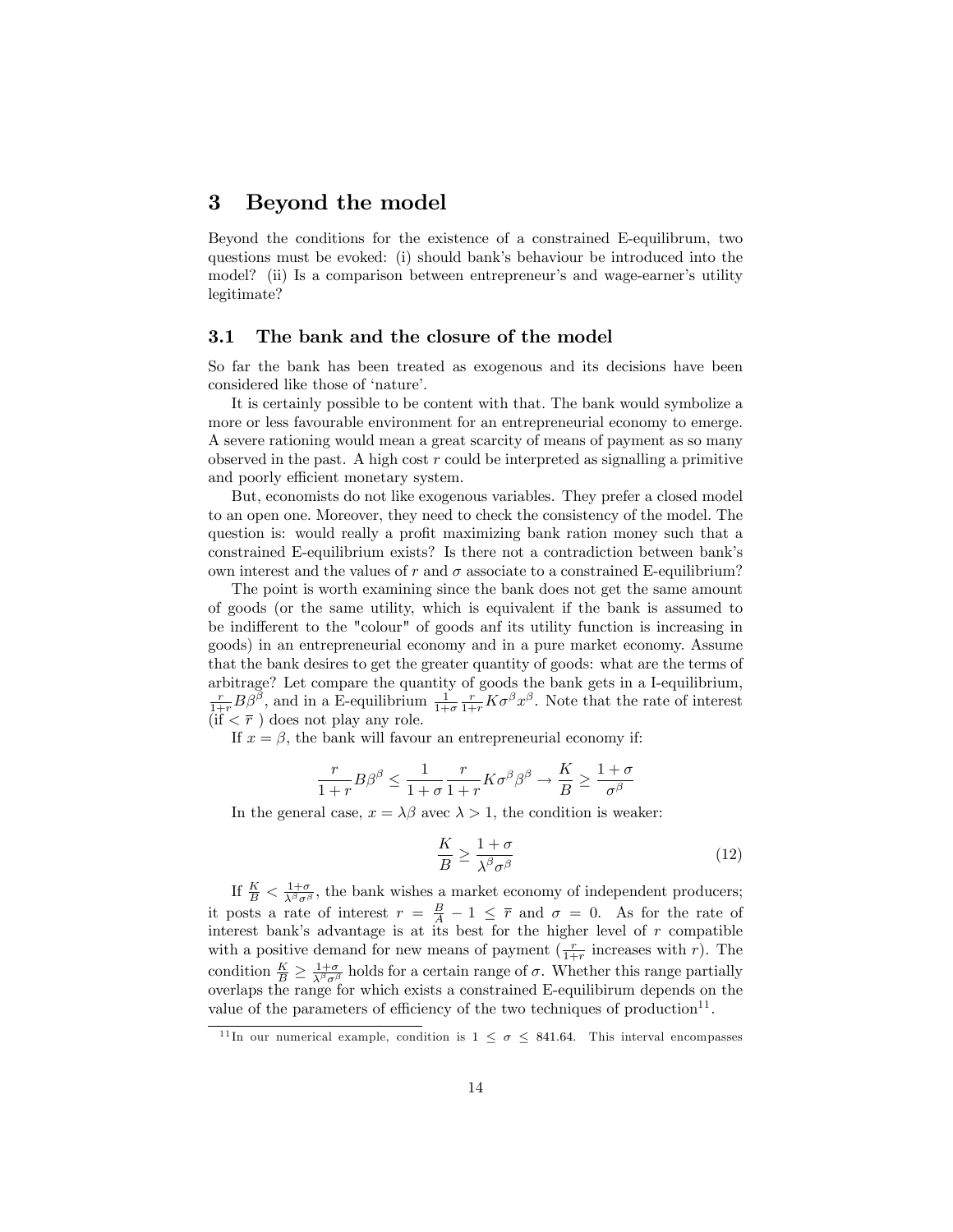# 3 Beyond the model

Beyond the conditions for the existence of a constrained E-equilibrum, two questions must be evoked: (i) should bank's behaviour be introduced into the model? (ii) Is a comparison between entrepreneur's and wage-earner's utility legitimate?

## 3.1 The bank and the closure of the model

So far the bank has been treated as exogenous and its decisions have been considered like those of 'nature'.

It is certainly possible to be content with that. The bank would symbolize a more or less favourable environment for an entrepreneurial economy to emerge. A severe rationing would mean a great scarcity of means of payment as so many observed in the past. A high cost $r$ could be interpreted as signalling a primitive and poorly efficient monetary system.

But, economists do not like exogenous variables. They prefer a closed model to an open one. Moreover, they need to check the consistency of the model. The question is: would really a profit maximizing bank ration money such that a constrained E-equilibrium exists? Is there not a contradiction between bank's own interest and the values of $r$ and $\sigma$ associate to a constrained E-equilibrium?

The point is worth examining since the bank does not get the same amount of goods (or the same utility, which is equivalent if the bank is assumed to be indifferent to the "colour" of goods anf its utility function is increasing in goods) in an entrepreneurial economy and in a pure market economy. Assume that the bank desires to get the greater quantity of goods: what are the terms of arbitrage? Let compare the quantity of goods the bank gets in a I-equilibrium, $\frac{r}{1+r}B\beta^{\beta}$, and in a E-equilibrium $\frac{1}{1+\sigma}\frac{r}{1+r}K\sigma^{\beta}x^{\beta}$. Note that the rate of interest (if $< \overline{r}$ ) does not play any role.

If $x = \beta$, the bank will favour an entrepreneurial economy if:

$$\frac{r}{1+r}B\beta^{\beta} \leq \frac{1}{1+\sigma}\frac{r}{1+r}K\sigma^{\beta}\beta^{\beta} \rightarrow \frac{K}{B} \geq \frac{1+\sigma}{\sigma^{\beta}}$$

In the general case, $x = \lambda\beta$ avec $\lambda > 1$, the condition is weaker:

$$\frac{K}{B} \geq \frac{1+\sigma}{\lambda^{\beta}\sigma^{\beta}} \tag{12}$$

If $\frac{K}{B} < \frac{1+\sigma}{\lambda^{\beta}\sigma^{\beta}}$, the bank wishes a market economy of independent producers; it posts a rate of interest $r = \frac{B}{A} - 1 \leq \overline{r}$ and $\sigma = 0$. As for the rate of interest bank's advantage is at its best for the higher level of $r$ compatible with a positive demand for new means of payment ($\frac{r}{1+r}$ increases with $r$). The condition $\frac{K}{B} \geq \frac{1+\sigma}{\lambda^{\beta}\sigma^{\beta}}$ holds for a certain range of $\sigma$. Whether this range partially overlaps the range for which exists a constrained E-equilibirum depends on the value of the parameters of efficiency of the two techniques of production[11].

[11] In our numerical example, condition is $1 \leq \sigma \leq 841.64$. This interval encompasses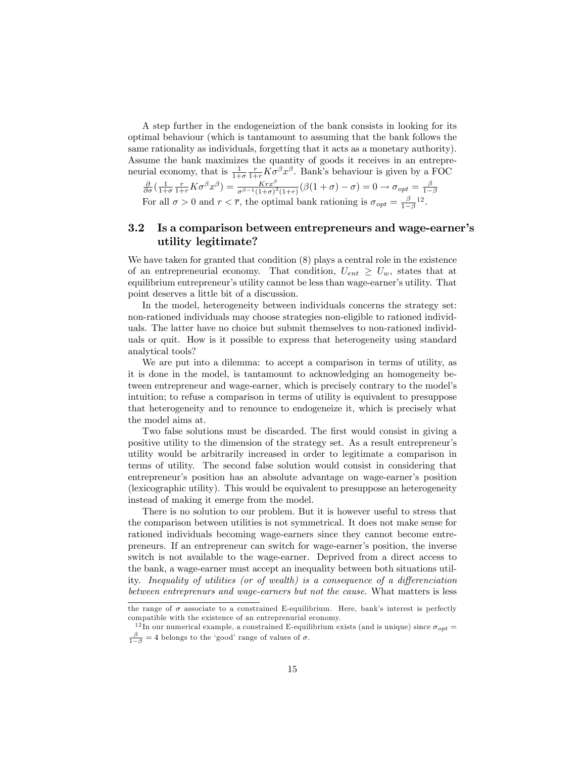A step further in the endogeneiztion of the bank consists in looking for its optimal behaviour (which is tantamount to assuming that the bank follows the same rationality as individuals, forgetting that it acts as a monetary authority). Assume the bank maximizes the quantity of goods it receives in an entrepreneurial economy, that is $\frac{1}{1+\sigma}\frac{r}{1+r}K\sigma^{\beta}x^{\beta}$. Bank's behaviour is given by a FOC

$\frac{\partial}{\partial\sigma}(\frac{1}{1+\sigma}\frac{r}{1+r}K\sigma^{\beta}x^{\beta}) = \frac{Krx^{\beta}}{\sigma^{\beta-1}(1+\sigma)^2(1+r)}(\beta(1+\sigma)-\sigma) = 0 \rightarrow \sigma_{opt} = \frac{\beta}{1-\beta}$

For all $\sigma > 0$ and $r < \overline{r}$, the optimal bank rationing is $\sigma_{opt} = \frac{\beta}{1-\beta}$[12].

## 3.2 Is a comparison between entrepreneurs and wage-earner's utility legitimate?

We have taken for granted that condition (8) plays a central role in the existence of an entrepreneurial economy. That condition, $U_{ent} \geq U_w$, states that at equilibrium entrepreneur's utility cannot be less than wage-earner's utility. That point deserves a little bit of a discussion.

In the model, heterogeneity between individuals concerns the strategy set: non-rationed individuals may choose strategies non-eligible to rationed individuals. The latter have no choice but submit themselves to non-rationed individuals or quit. How is it possible to express that heterogeneity using standard analytical tools?

We are put into a dilemma: to accept a comparison in terms of utility, as it is done in the model, is tantamount to acknowledging an homogeneity between entrepreneur and wage-earner, which is precisely contrary to the model's intuition; to refuse a comparison in terms of utility is equivalent to presuppose that heterogeneity and to renounce to endogeneize it, which is precisely what the model aims at.

Two false solutions must be discarded. The first would consist in giving a positive utility to the dimension of the strategy set. As a result entrepreneur's utility would be arbitrarily increased in order to legitimate a comparison in terms of utility. The second false solution would consist in considering that entrepreneur's position has an absolute advantage on wage-earner's position (lexicographic utility). This would be equivalent to presuppose an heterogeneity instead of making it emerge from the model.

There is no solution to our problem. But it is however useful to stress that the comparison between utilities is not symmetrical. It does not make sense for rationed individuals becoming wage-earners since they cannot become entrepreneurs. If an entrepreneur can switch for wage-earner's position, the inverse switch is not available to the wage-earner. Deprived from a direct access to the bank, a wage-earner must accept an inequality between both situations utility. *Inequality of utilities (or of wealth) is a consequence of a differenciation between entreprenurs and wage-earners but not the cause.* What matters is less

---

the range of $\sigma$ associate to a constrained E-equilibrium. Here, bank's interest is perfectly compatible with the existence of an entreprenurial economy.

[12] In our numerical example, a constrained E-equilibrium exists (and is unique) since $\sigma_{opt} = \frac{\beta}{1-\beta} = 4$ belongs to the 'good' range of values of $\sigma$.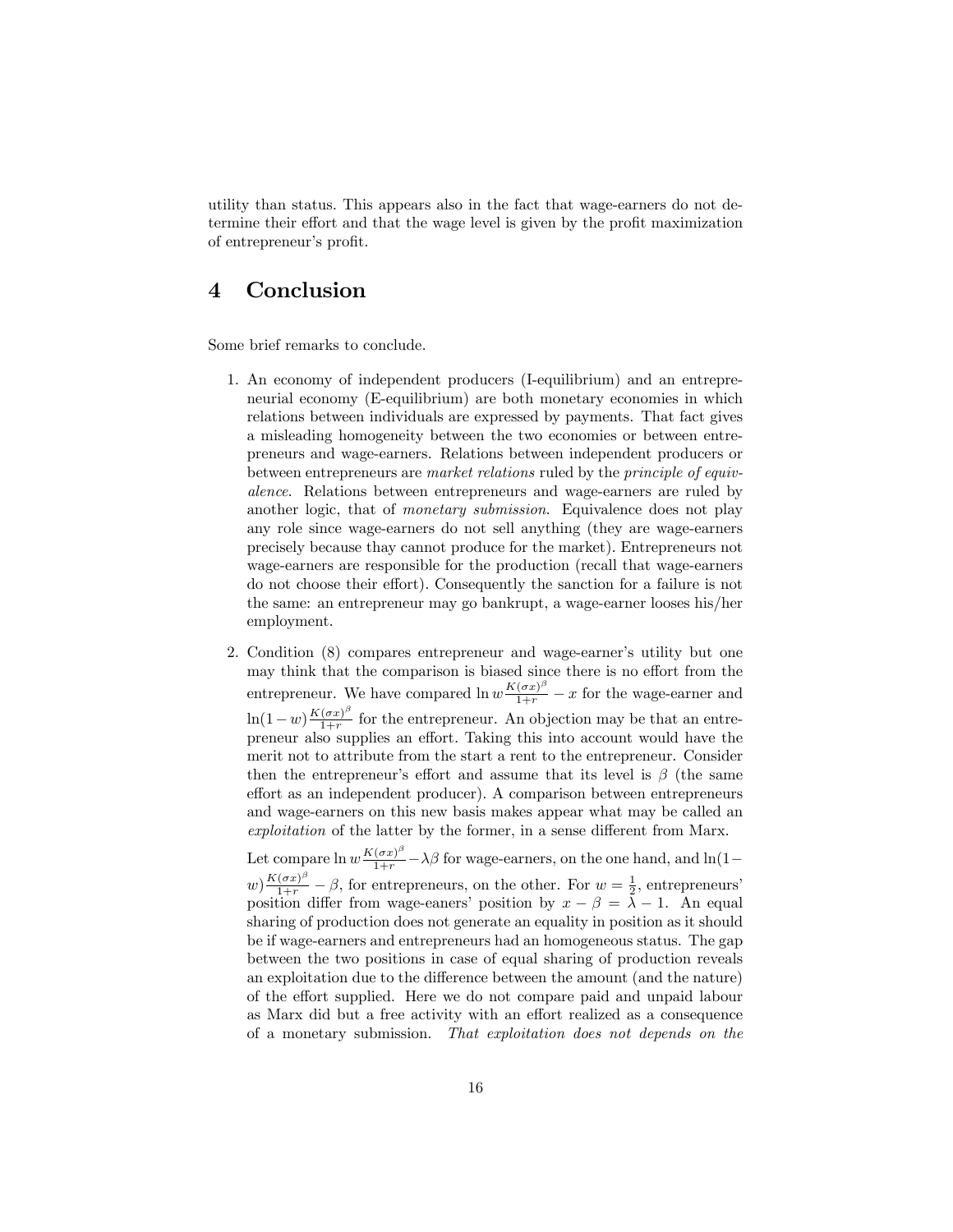utility than status. This appears also in the fact that wage-earners do not determine their effort and that the wage level is given by the profit maximization of entrepreneur's profit.

# 4 Conclusion

Some brief remarks to conclude.

1. An economy of independent producers (I-equilibrium) and an entrepreneurial economy (E-equilibrium) are both monetary economies in which relations between individuals are expressed by payments. That fact gives a misleading homogeneity between the two economies or between entrepreneurs and wage-earners. Relations between independent producers or between entrepreneurs are *market relations* ruled by the *principle of equivalence*. Relations between entrepreneurs and wage-earners are ruled by another logic, that of *monetary submission*. Equivalence does not play any role since wage-earners do not sell anything (they are wage-earners precisely because thay cannot produce for the market). Entrepreneurs not wage-earners are responsible for the production (recall that wage-earners do not choose their effort). Consequently the sanction for a failure is not the same: an entrepreneur may go bankrupt, a wage-earner looses his/her employment.

2. Condition (8) compares entrepreneur and wage-earner's utility but one may think that the comparison is biased since there is no effort from the entrepreneur. We have compared $\ln w \frac{K(\sigma x)^{\beta}}{1+r} - x$ for the wage-earner and $\ln(1-w)\frac{K(\sigma x)^{\beta}}{1+r}$ for the entrepreneur. An objection may be that an entrepreneur also supplies an effort. Taking this into account would have the merit not to attribute from the start a rent to the entrepreneur. Consider then the entrepreneur's effort and assume that its level is $\beta$ (the same effort as an independent producer). A comparison between entrepreneurs and wage-earners on this new basis makes appear what may be called an *exploitation* of the latter by the former, in a sense different from Marx.

   Let compare $\ln w \frac{K(\sigma x)^{\beta}}{1+r} - \lambda\beta$ for wage-earners, on the one hand, and $\ln(1-w)\frac{K(\sigma x)^{\beta}}{1+r} - \beta$, for entrepreneurs, on the other. For $w = \frac{1}{2}$, entrepreneurs' position differ from wage-eaners' position by $x - \beta = \lambda - 1$. An equal sharing of production does not generate an equality in position as it should be if wage-earners and entrepreneurs had an homogeneous status. The gap between the two positions in case of equal sharing of production reveals an exploitation due to the difference between the amount (and the nature) of the effort supplied. Here we do not compare paid and unpaid labour as Marx did but a free activity with an effort realized as a consequence of a monetary submission. *That exploitation does not depends on the*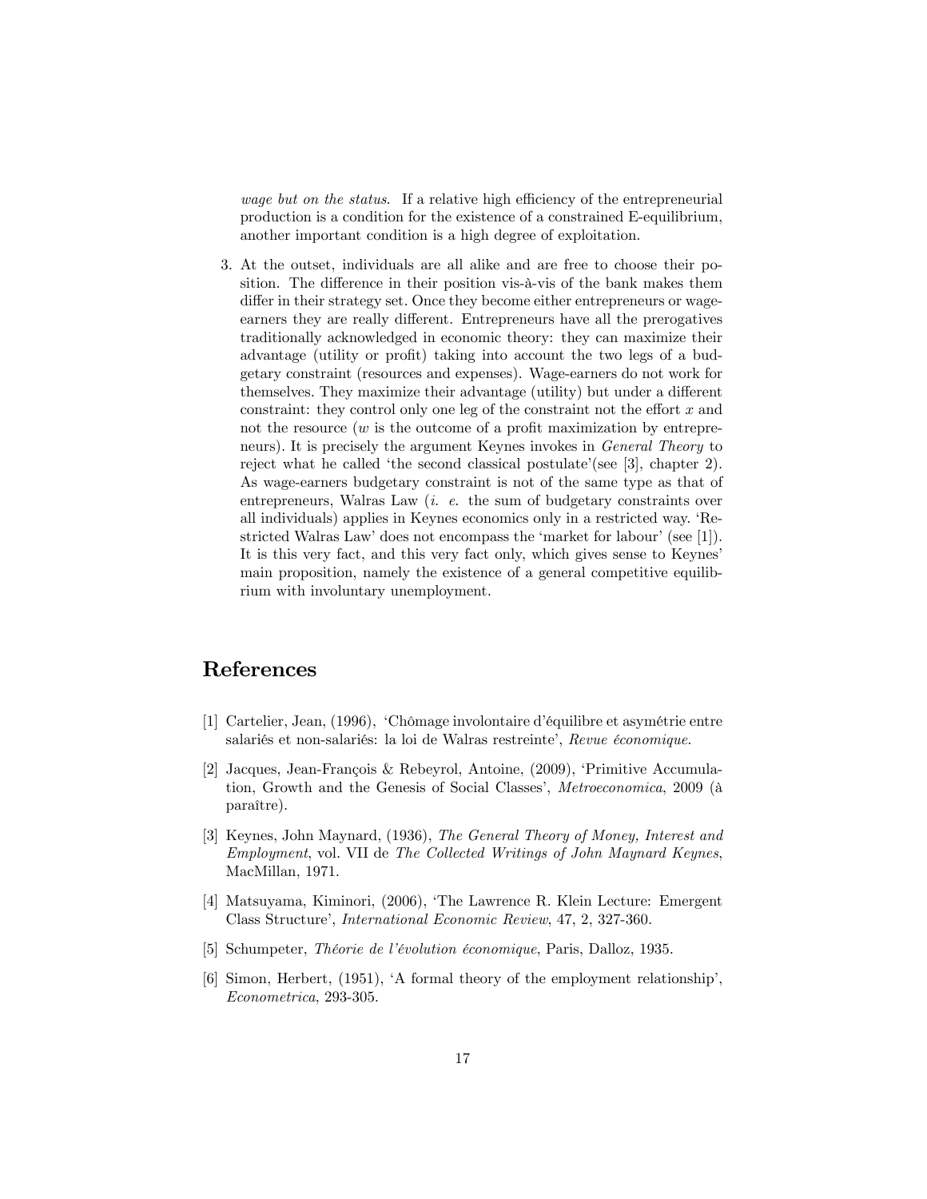*wage but on the status*. If a relative high efficiency of the entrepreneurial production is a condition for the existence of a constrained E-equilibrium, another important condition is a high degree of exploitation.

3. At the outset, individuals are all alike and are free to choose their position. The difference in their position vis-à-vis of the bank makes them differ in their strategy set. Once they become either entrepreneurs or wage-earners they are really different. Entrepreneurs have all the prerogatives traditionally acknowledged in economic theory: they can maximize their advantage (utility or profit) taking into account the two legs of a budgetary constraint (resources and expenses). Wage-earners do not work for themselves. They maximize their advantage (utility) but under a different constraint: they control only one leg of the constraint not the effort $x$ and not the resource ($w$ is the outcome of a profit maximization by entrepreneurs). It is precisely the argument Keynes invokes in *General Theory* to reject what he called 'the second classical postulate'(see [3], chapter 2). As wage-earners budgetary constraint is not of the same type as that of entrepreneurs, Walras Law (*i. e.* the sum of budgetary constraints over all individuals) applies in Keynes economics only in a restricted way. 'Restricted Walras Law' does not encompass the 'market for labour' (see [1]). It is this very fact, and this very fact only, which gives sense to Keynes' main proposition, namely the existence of a general competitive equilibrium with involuntary unemployment.

## References

[1] Cartelier, Jean, (1996), 'Chômage involontaire d'équilibre et asymétrie entre salariés et non-salariés: la loi de Walras restreinte', *Revue économique*.

[2] Jacques, Jean-François & Rebeyrol, Antoine, (2009), 'Primitive Accumulation, Growth and the Genesis of Social Classes', *Metroeconomica*, 2009 (à paraître).

[3] Keynes, John Maynard, (1936), *The General Theory of Money, Interest and Employment*, vol. VII de *The Collected Writings of John Maynard Keynes*, MacMillan, 1971.

[4] Matsuyama, Kiminori, (2006), 'The Lawrence R. Klein Lecture: Emergent Class Structure', *International Economic Review*, 47, 2, 327-360.

[5] Schumpeter, *Théorie de l'évolution économique*, Paris, Dalloz, 1935.

[6] Simon, Herbert, (1951), 'A formal theory of the employment relationship', *Econometrica*, 293-305.